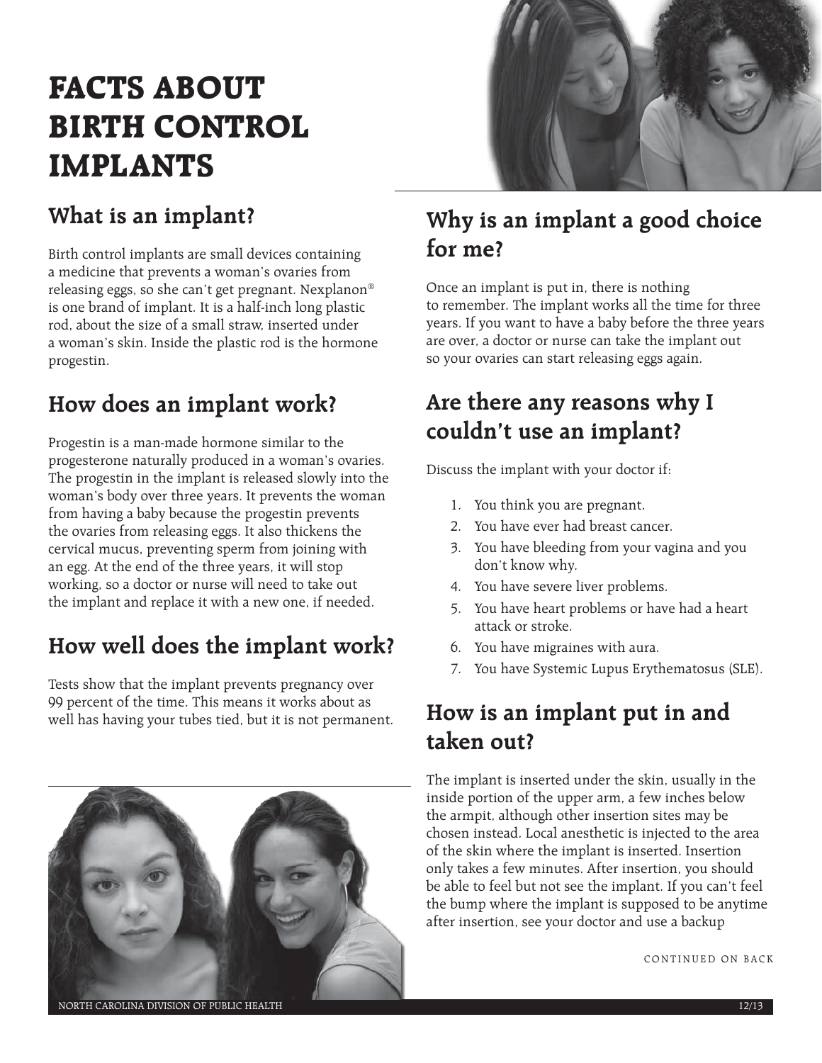# FACTS ABOUT BIRTH CONTROL IMPLANTS

## What is an implant?

Birth control implants are small devices containing a medicine that prevents a woman's ovaries from releasing eggs, so she can't get pregnant. Nexplanon® is one brand of implant. It is a half-inch long plastic rod, about the size of a small straw, inserted under a woman's skin. Inside the plastic rod is the hormone progestin.

## How does an implant work?

Progestin is a man-made hormone similar to the progesterone naturally produced in a woman's ovaries. The progestin in the implant is released slowly into the woman's body over three years. It prevents the woman from having a baby because the progestin prevents the ovaries from releasing eggs. It also thickens the cervical mucus, preventing sperm from joining with an egg. At the end of the three years, it will stop working, so a doctor or nurse will need to take out the implant and replace it with a new one, if needed.

## How well does the implant work?

Tests show that the implant prevents pregnancy over 99 percent of the time. This means it works about as well has having your tubes tied, but it is not permanent.

## Why is an implant a good choice for me?

Once an implant is put in, there is nothing to remember. The implant works all the time for three years. If you want to have a baby before the three years are over, a doctor or nurse can take the implant out so your ovaries can start releasing eggs again.

## Are there any reasons why I couldn't use an implant?

Discuss the implant with your doctor if:

1. You think you are pregnant.
2. You have ever had breast cancer.
3. You have bleeding from your vagina and you don't know why.
4. You have severe liver problems.
5. You have heart problems or have had a heart attack or stroke.
6. You have migraines with aura.
7. You have Systemic Lupus Erythematosus (SLE).

## How is an implant put in and taken out?

The implant is inserted under the skin, usually in the inside portion of the upper arm, a few inches below the armpit, although other insertion sites may be chosen instead. Local anesthetic is injected to the area of the skin where the implant is inserted. Insertion only takes a few minutes. After insertion, you should be able to feel but not see the implant. If you can't feel the bump where the implant is supposed to be anytime after insertion, see your doctor and use a backup

CONTINUED ON BACK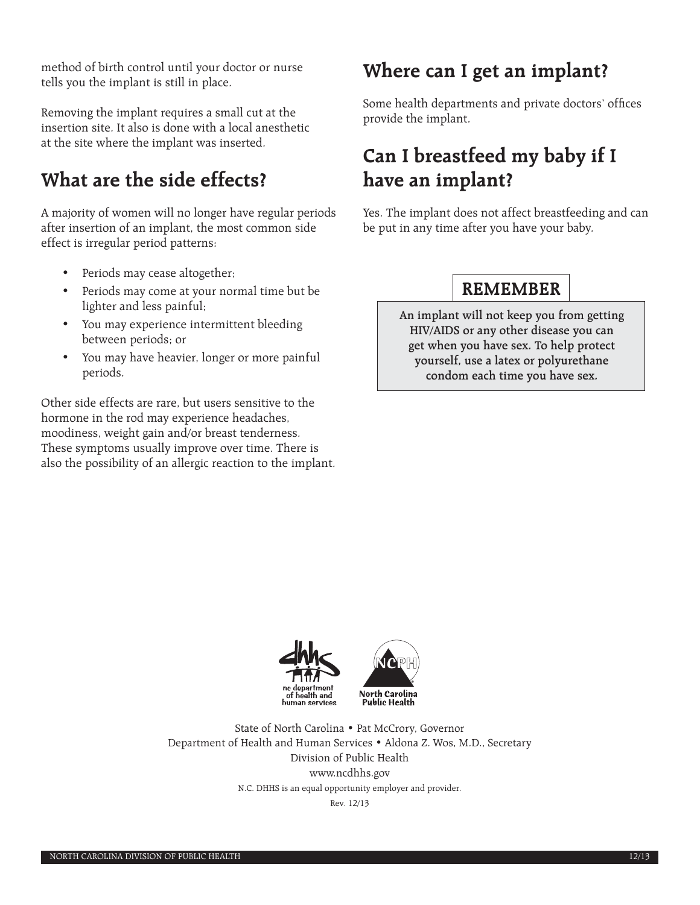method of birth control until your doctor or nurse tells you the implant is still in place.

Removing the implant requires a small cut at the insertion site. It also is done with a local anesthetic at the site where the implant was inserted.

## What are the side effects?

A majority of women will no longer have regular periods after insertion of an implant, the most common side effect is irregular period patterns:

- Periods may cease altogether;
- Periods may come at your normal time but be lighter and less painful;
- You may experience intermittent bleeding between periods; or
- You may have heavier, longer or more painful periods.

Other side effects are rare, but users sensitive to the hormone in the rod may experience headaches, moodiness, weight gain and/or breast tenderness. These symptoms usually improve over time. There is also the possibility of an allergic reaction to the implant.

## Where can I get an implant?

Some health departments and private doctors' offices provide the implant.

## Can I breastfeed my baby if I have an implant?

Yes. The implant does not affect breastfeeding and can be put in any time after you have your baby.

### REMEMBER

**An implant will not keep you from getting HIV/AIDS or any other disease you can get when you have sex. To help protect yourself, use a latex or polyurethane condom each time you have sex.**

nc department of health and human services

North Carolina Public Health

State of North Carolina • Pat McCrory, Governor
Department of Health and Human Services • Aldona Z. Wos, M.D., Secretary
Division of Public Health
www.ncdhhs.gov
N.C. DHHS is an equal opportunity employer and provider.
Rev. 12/13